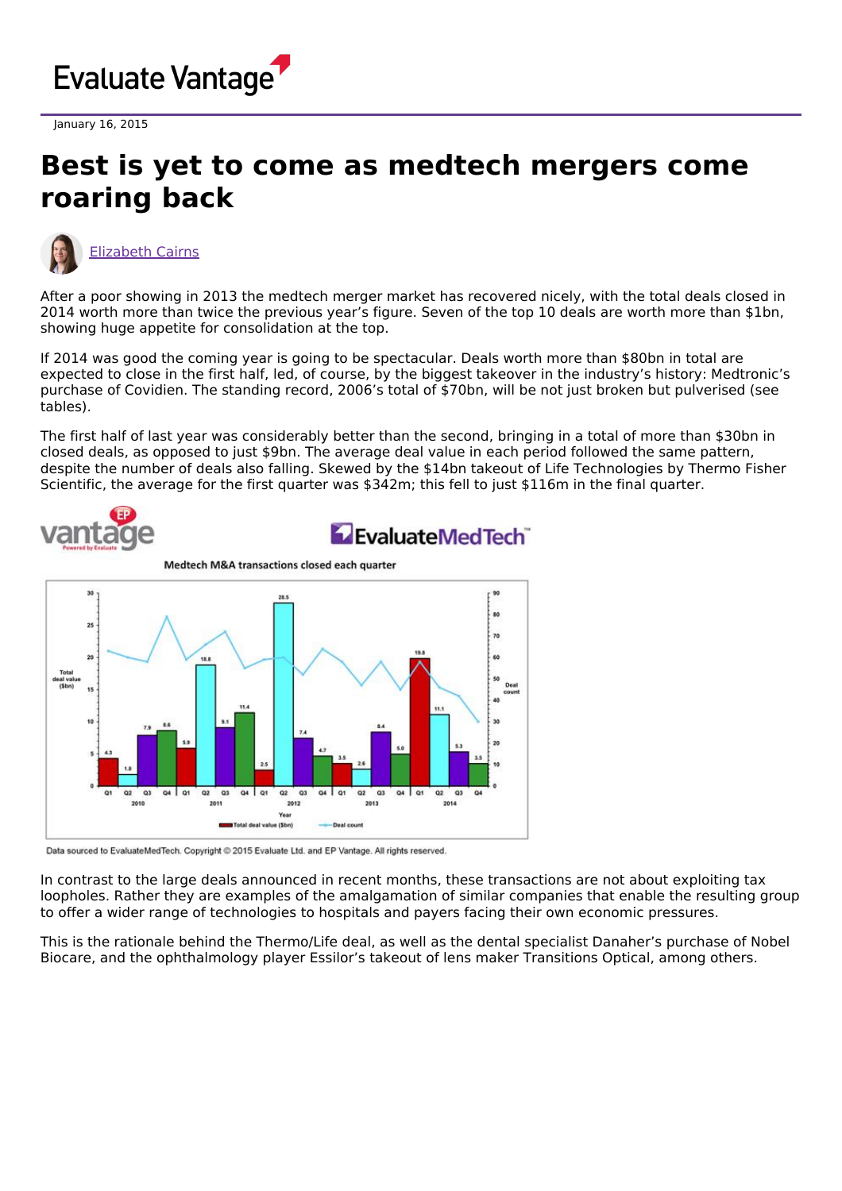Evaluate Vantage

January 16, 2015

# Best is yet to come as medtech mergers come roaring back

Elizabeth Cairns

After a poor showing in 2013 the medtech merger market has recovered nicely, with the total deals closed in 2014 worth more than twice the previous year's figure. Seven of the top 10 deals are worth more than $1bn, showing huge appetite for consolidation at the top.

If 2014 was good the coming year is going to be spectacular. Deals worth more than $80bn in total are expected to close in the first half, led, of course, by the biggest takeover in the industry's history: Medtronic's purchase of Covidien. The standing record, 2006's total of $70bn, will be not just broken but pulverised (see tables).

The first half of last year was considerably better than the second, bringing in a total of more than $30bn in closed deals, as opposed to just $9bn. The average deal value in each period followed the same pattern, despite the number of deals also falling. Skewed by the $14bn takeout of Life Technologies by Thermo Fisher Scientific, the average for the first quarter was $342m; this fell to just $116m in the final quarter.

Medtech M&A transactions closed each quarter

| Year | Quarter | Total deal value ($bn) |
|---|---|---|
| 2010 | Q1 | 4.3 |
| | Q2 | 1.8 |
| | Q3 | 7.9 |
| | Q4 | 8.6 |
| 2011 | Q1 | 5.9 |
| | Q2 | 18.8 |
| | Q3 | 9.1 |
| | Q4 | 11.4 |
| 2012 | Q1 | 2.5 |
| | Q2 | 28.5 |
| | Q3 | 7.4 |
| | Q4 | 4.7 |
| 2013 | Q1 | 3.5 |
| | Q2 | 2.6 |
| | Q3 | 8.4 |
| | Q4 | 5.0 |
| 2014 | Q1 | 19.8 |
| | Q2 | 11.1 |
| | Q3 | 5.3 |
| | Q4 | 3.5 |

Data sourced to EvaluateMedTech. Copyright © 2015 Evaluate Ltd. and EP Vantage. All rights reserved.

In contrast to the large deals announced in recent months, these transactions are not about exploiting tax loopholes. Rather they are examples of the amalgamation of similar companies that enable the resulting group to offer a wider range of technologies to hospitals and payers facing their own economic pressures.

This is the rationale behind the Thermo/Life deal, as well as the dental specialist Danaher's purchase of Nobel Biocare, and the ophthalmology player Essilor's takeout of lens maker Transitions Optical, among others.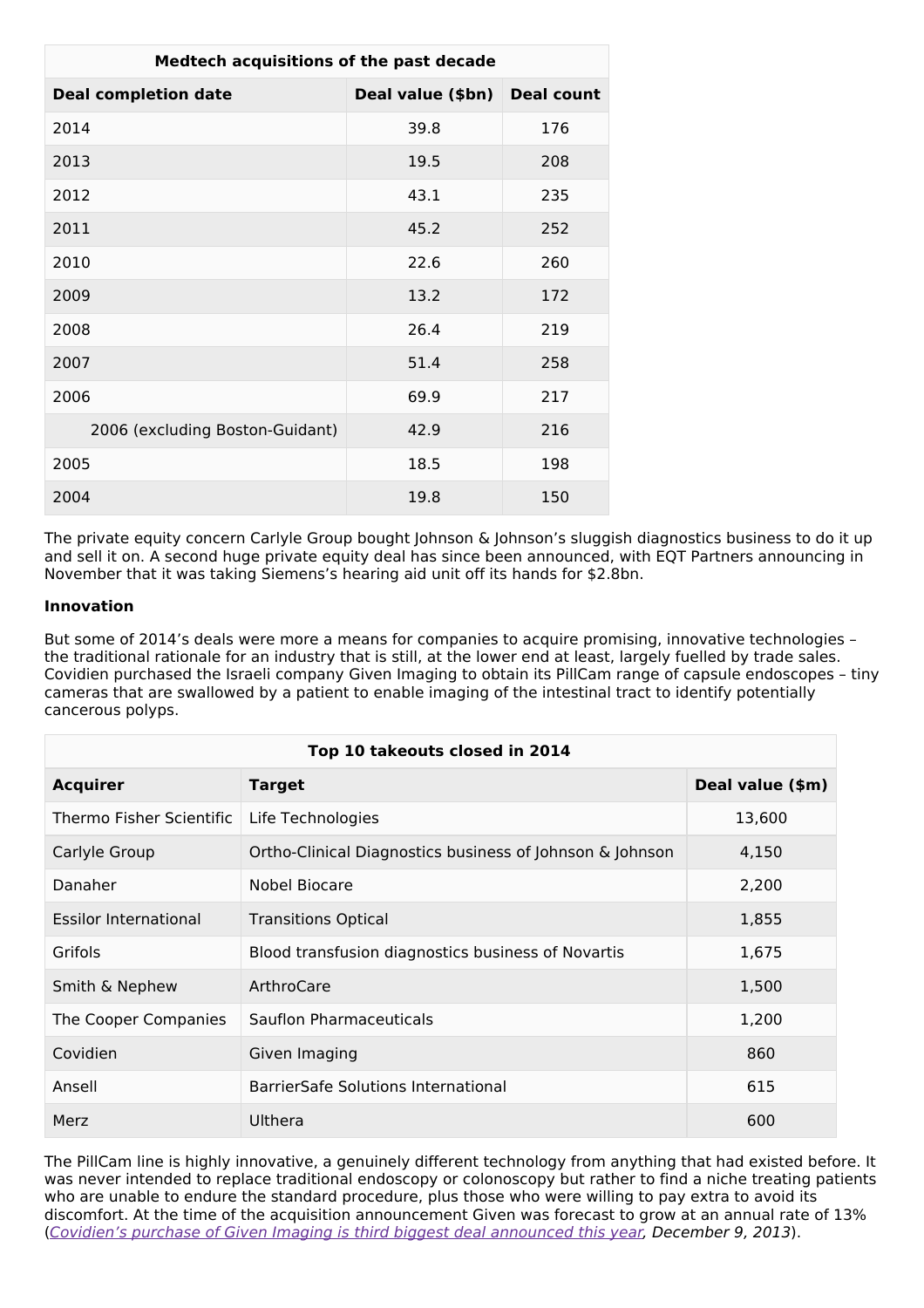| Medtech acquisitions of the past decade | | |
|---|---|---|
| **Deal completion date** | **Deal value ($bn)** | **Deal count** |
| 2014 | 39.8 | 176 |
| 2013 | 19.5 | 208 |
| 2012 | 43.1 | 235 |
| 2011 | 45.2 | 252 |
| 2010 | 22.6 | 260 |
| 2009 | 13.2 | 172 |
| 2008 | 26.4 | 219 |
| 2007 | 51.4 | 258 |
| 2006 | 69.9 | 217 |
| 2006 (excluding Boston-Guidant) | 42.9 | 216 |
| 2005 | 18.5 | 198 |
| 2004 | 19.8 | 150 |

The private equity concern Carlyle Group bought Johnson & Johnson's sluggish diagnostics business to do it up and sell it on. A second huge private equity deal has since been announced, with EQT Partners announcing in November that it was taking Siemens's hearing aid unit off its hands for $2.8bn.

**Innovation**

But some of 2014's deals were more a means for companies to acquire promising, innovative technologies – the traditional rationale for an industry that is still, at the lower end at least, largely fuelled by trade sales. Covidien purchased the Israeli company Given Imaging to obtain its PillCam range of capsule endoscopes – tiny cameras that are swallowed by a patient to enable imaging of the intestinal tract to identify potentially cancerous polyps.

| Top 10 takeouts closed in 2014 | | |
|---|---|---|
| **Acquirer** | **Target** | **Deal value ($m)** |
| Thermo Fisher Scientific | Life Technologies | 13,600 |
| Carlyle Group | Ortho-Clinical Diagnostics business of Johnson & Johnson | 4,150 |
| Danaher | Nobel Biocare | 2,200 |
| Essilor International | Transitions Optical | 1,855 |
| Grifols | Blood transfusion diagnostics business of Novartis | 1,675 |
| Smith & Nephew | ArthroCare | 1,500 |
| The Cooper Companies | Sauflon Pharmaceuticals | 1,200 |
| Covidien | Given Imaging | 860 |
| Ansell | BarrierSafe Solutions International | 615 |
| Merz | Ulthera | 600 |

The PillCam line is highly innovative, a genuinely different technology from anything that had existed before. It was never intended to replace traditional endoscopy or colonoscopy but rather to find a niche treating patients who are unable to endure the standard procedure, plus those who were willing to pay extra to avoid its discomfort. At the time of the acquisition announcement Given was forecast to grow at an annual rate of 13% (*Covidien's purchase of Given Imaging is third biggest deal announced this year, December 9, 2013*).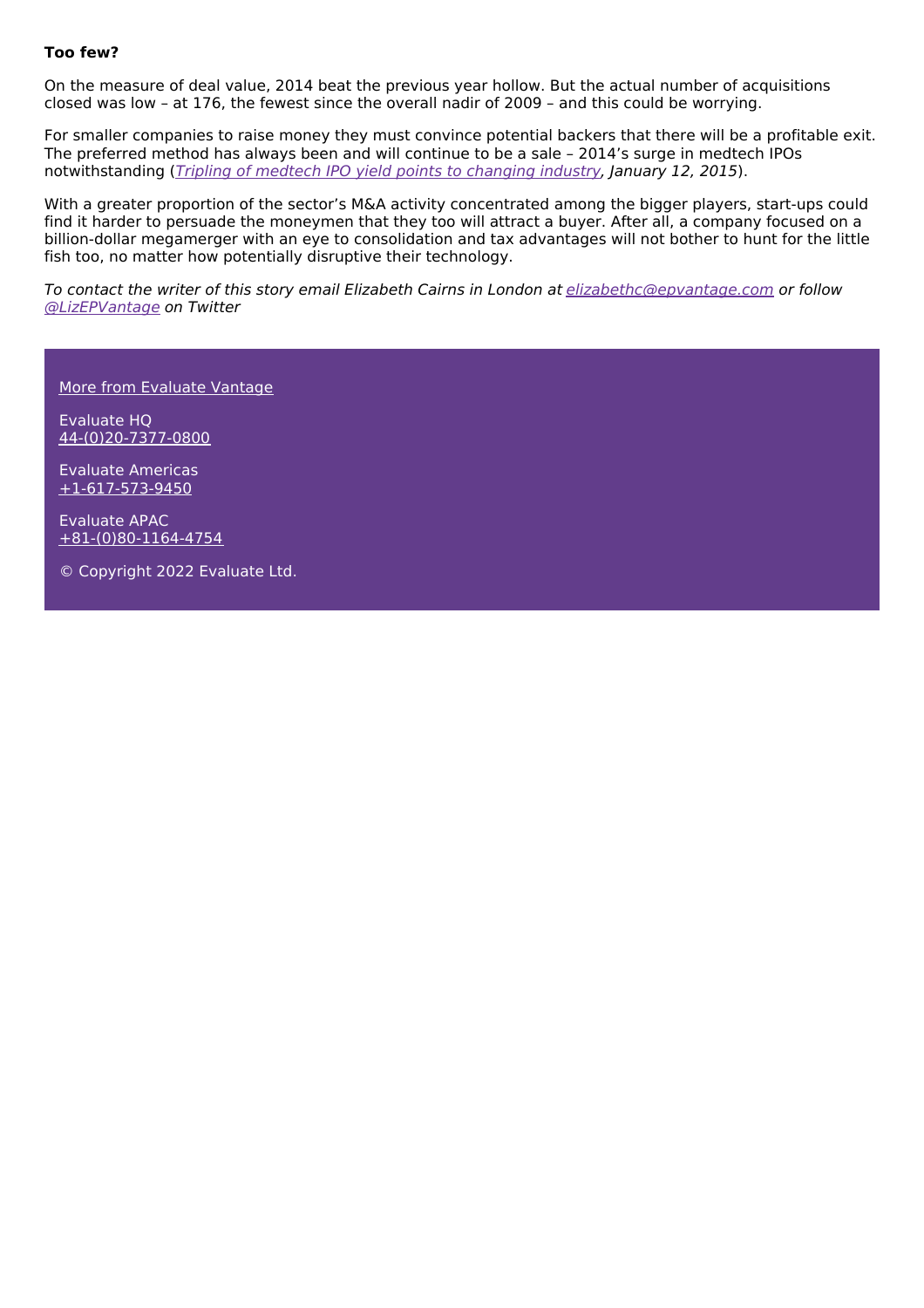**Too few?**

On the measure of deal value, 2014 beat the previous year hollow. But the actual number of acquisitions closed was low – at 176, the fewest since the overall nadir of 2009 – and this could be worrying.

For smaller companies to raise money they must convince potential backers that there will be a profitable exit. The preferred method has always been and will continue to be a sale – 2014's surge in medtech IPOs notwithstanding (*Tripling of medtech IPO yield points to changing industry, January 12, 2015*).

With a greater proportion of the sector's M&A activity concentrated among the bigger players, start-ups could find it harder to persuade the moneymen that they too will attract a buyer. After all, a company focused on a billion-dollar megamerger with an eye to consolidation and tax advantages will not bother to hunt for the little fish too, no matter how potentially disruptive their technology.

*To contact the writer of this story email Elizabeth Cairns in London at elizabethc@epvantage.com or follow @LizEPVantage on Twitter*

More from Evaluate Vantage

Evaluate HQ
44-(0)20-7377-0800

Evaluate Americas
+1-617-573-9450

Evaluate APAC
+81-(0)80-1164-4754

© Copyright 2022 Evaluate Ltd.